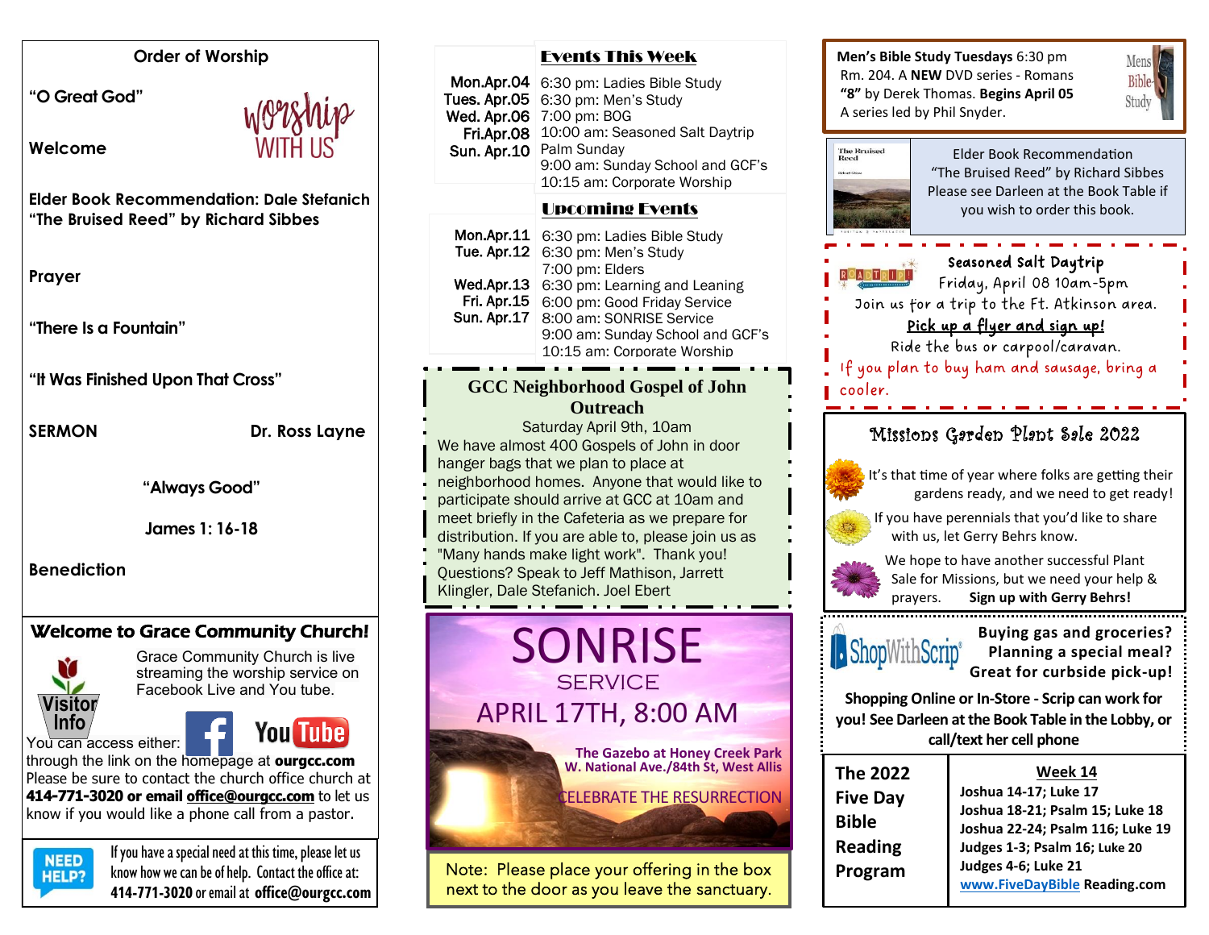## Order of Worship

Worship WITH US

**"O Great God"**

**Welcome**

**Elder Book Recommendation: Dale Stefanich**
**"The Bruised Reed" by Richard Sibbes**

**Prayer**

**"There Is a Fountain"**

**"It Was Finished Upon That Cross"**

**SERMON** — **Dr. Ross Layne**

**"Always Good"**

**James 1: 16-18**

**Benediction**

## Welcome to Grace Community Church!

Visitor Info

Grace Community Church is live streaming the worship service on Facebook Live and You tube.

You can access either: through the link on the homepage at **ourgcc.com**

Please be sure to contact the church office church at **414-771-3020 or email office@ourgcc.com** to let us know if you would like a phone call from a pastor.

NEED HELP? If you have a special need at this time, please let us know how we can be of help. Contact the office at: **414-771-3020** or email at **office@ourgcc.com**

## Events This Week

| | |
|---|---|
| Mon.Apr.04 | 6:30 pm: Ladies Bible Study |
| Tues. Apr.05 | 6:30 pm: Men's Study |
| Wed. Apr.06 | 7:00 pm: BOG |
| Fri.Apr.08 | 10:00 am: Seasoned Salt Daytrip |
| Sun. Apr.10 | Palm Sunday<br>9:00 am: Sunday School and GCF's<br>10:15 am: Corporate Worship |

## Upcoming Events

| | |
|---|---|
| Mon.Apr.11 | 6:30 pm: Ladies Bible Study |
| Tue. Apr.12 | 6:30 pm: Men's Study<br>7:00 pm: Elders |
| Wed.Apr.13 | 6:30 pm: Learning and Leaning |
| Fri. Apr.15 | 6:00 pm: Good Friday Service |
| Sun. Apr.17 | 8:00 am: SONRISE Service<br>9:00 am: Sunday School and GCF's<br>10:15 am: Corporate Worship |

## GCC Neighborhood Gospel of John Outreach

Saturday April 9th, 10am

We have almost 400 Gospels of John in door hanger bags that we plan to place at neighborhood homes. Anyone that would like to participate should arrive at GCC at 10am and meet briefly in the Cafeteria as we prepare for distribution. If you are able to, please join us as "Many hands make light work". Thank you! Questions? Speak to Jeff Mathison, Jarrett Klingler, Dale Stefanich. Joel Ebert

## SONRISE SERVICE

APRIL 17TH, 8:00 AM

**The Gazebo at Honey Creek Park**
**W. National Ave./84th St, West Allis**

CELEBRATE THE RESURRECTION

Note: Please place your offering in the box next to the door as you leave the sanctuary.

**Men's Bible Study Tuesdays** 6:30 pm
Rm. 204. A **NEW** DVD series - Romans **"8"** by Derek Thomas. **Begins April 05**
A series led by Phil Snyder.

Elder Book Recommendation
"The Bruised Reed" by Richard Sibbes
Please see Darleen at the Book Table if you wish to order this book.

## Seasoned Salt Daytrip

Friday, April 08 10am-5pm

Join us for a trip to the Ft. Atkinson area.

**Pick up a flyer and sign up!**

Ride the bus or carpool/caravan.

If you plan to buy ham and sausage, bring a cooler.

## Missions Garden Plant Sale 2022

It's that time of year where folks are getting their gardens ready, and we need to get ready!

If you have perennials that you'd like to share with us, let Gerry Behrs know.

We hope to have another successful Plant Sale for Missions, but we need your help & prayers. **Sign up with Gerry Behrs!**

ShopWithScrip

**Buying gas and groceries? Planning a special meal? Great for curbside pick-up!**

**Shopping Online or In-Store - Scrip can work for you! See Darleen at the Book Table in the Lobby, or call/text her cell phone**

| **The 2022 Five Day Bible Reading Program** | **Week 14** |
|---|---|
| | Joshua 14-17; Luke 17 |
| | Joshua 18-21; Psalm 15; Luke 18 |
| | Joshua 22-24; Psalm 116; Luke 19 |
| | Judges 1-3; Psalm 16; Luke 20 |
| | Judges 4-6; Luke 21 |
| | www.FiveDayBibleReading.com |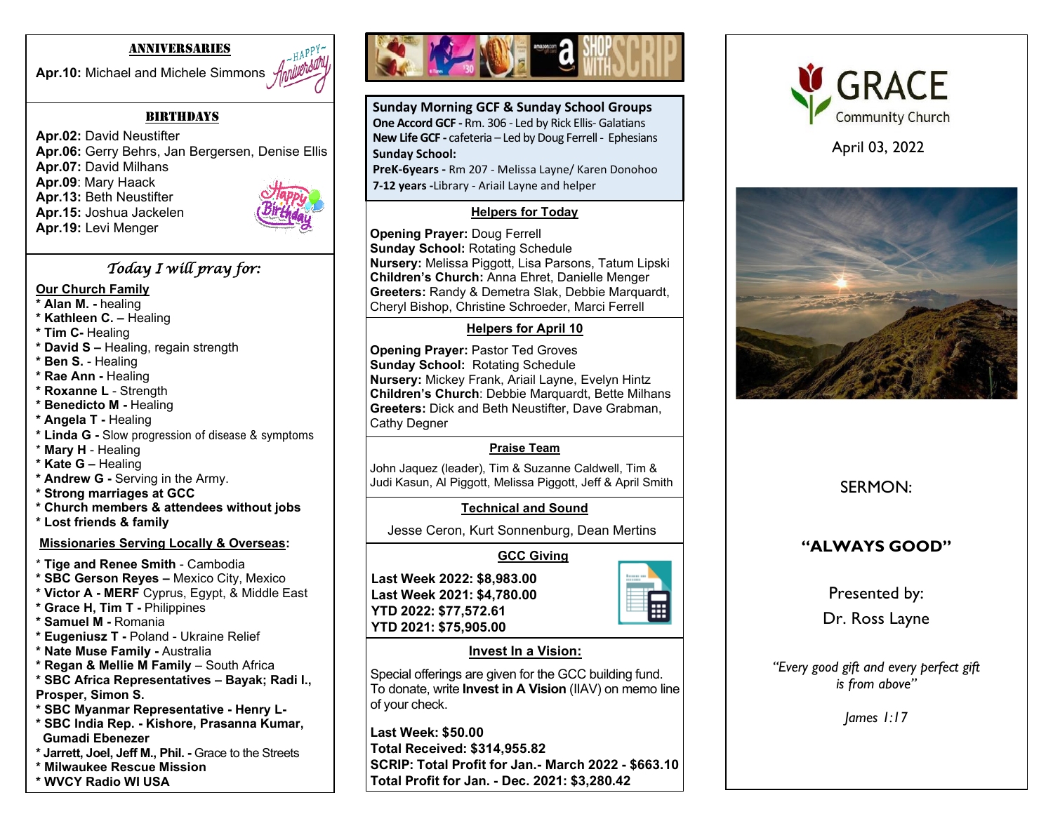## ANNIVERSARIES

**Apr.10:** Michael and Michele Simmons

## BIRTHDAYS

**Apr.02:** David Neustifter
**Apr.06:** Gerry Behrs, Jan Bergersen, Denise Ellis
**Apr.07:** David Milhans
**Apr.09**: Mary Haack
**Apr.13:** Beth Neustifter
**Apr.15:** Joshua Jackelen
**Apr.19:** Levi Menger

## *Today I will pray for:*

**Our Church Family**

- **Alan M. -** healing
- **Kathleen C. –** Healing
- **Tim C-** Healing
- **David S –** Healing, regain strength
- **Ben S.** - Healing
- **Rae Ann -** Healing
- **Roxanne L** - Strength
- **Benedicto M -** Healing
- **Angela T -** Healing
- **Linda G -** Slow progression of disease & symptoms
- **Mary H** - Healing
- **Kate G –** Healing
- **Andrew G -** Serving in the Army.
- **Strong marriages at GCC**
- **Church members & attendees without jobs**
- **Lost friends & family**

**Missionaries Serving Locally & Overseas:**

- **Tige and Renee Smith** - Cambodia
- **SBC Gerson Reyes –** Mexico City, Mexico
- **Victor A - MERF** Cyprus, Egypt, & Middle East
- **Grace H, Tim T -** Philippines
- **Samuel M -** Romania
- **Eugeniusz T -** Poland - Ukraine Relief
- **Nate Muse Family -** Australia
- **Regan & Mellie M Family** – South Africa
- **SBC Africa Representatives – Bayak; Radi I., Prosper, Simon S.**
- **SBC Myanmar Representative - Henry L-**
- **SBC India Rep. - Kishore, Prasanna Kumar, Gumadi Ebenezer**
- **Jarrett, Joel, Jeff M., Phil. -** Grace to the Streets
- **Milwaukee Rescue Mission**
- **WVCY Radio WI USA**

---

SHOP WITH SCRIP

**Sunday Morning GCF & Sunday School Groups**
**One Accord GCF -** Rm. 306 - Led by Rick Ellis- Galatians
**New Life GCF -** cafeteria – Led by Doug Ferrell - Ephesians
**Sunday School:**
**PreK-6years -** Rm 207 - Melissa Layne/ Karen Donohoo
**7-12 years -**Library - Ariail Layne and helper

### Helpers for Today

**Opening Prayer:** Doug Ferrell
**Sunday School:** Rotating Schedule
**Nursery:** Melissa Piggott, Lisa Parsons, Tatum Lipski
**Children's Church:** Anna Ehret, Danielle Menger
**Greeters:** Randy & Demetra Slak, Debbie Marquardt, Cheryl Bishop, Christine Schroeder, Marci Ferrell

### Helpers for April 10

**Opening Prayer:** Pastor Ted Groves
**Sunday School:** Rotating Schedule
**Nursery:** Mickey Frank, Ariail Layne, Evelyn Hintz
**Children's Church**: Debbie Marquardt, Bette Milhans
**Greeters:** Dick and Beth Neustifter, Dave Grabman, Cathy Degner

### Praise Team

John Jaquez (leader), Tim & Suzanne Caldwell, Tim & Judi Kasun, Al Piggott, Melissa Piggott, Jeff & April Smith

### Technical and Sound

Jesse Ceron, Kurt Sonnenburg, Dean Mertins

### GCC Giving

**Last Week 2022: $8,983.00**
**Last Week 2021: $4,780.00**
**YTD 2022: $77,572.61**
**YTD 2021: $75,905.00**

### Invest In a Vision:

Special offerings are given for the GCC building fund. To donate, write **Invest in A Vision** (IIAV) on memo line of your check.

**Last Week: $50.00**
**Total Received: $314,955.82**
**SCRIP: Total Profit for Jan.- March 2022 - $663.10**
**Total Profit for Jan. - Dec. 2021: $3,280.42**

---

# GRACE
Community Church

April 03, 2022

SERMON:

**"ALWAYS GOOD"**

Presented by:
Dr. Ross Layne

*"Every good gift and every perfect gift is from above"*

*James 1:17*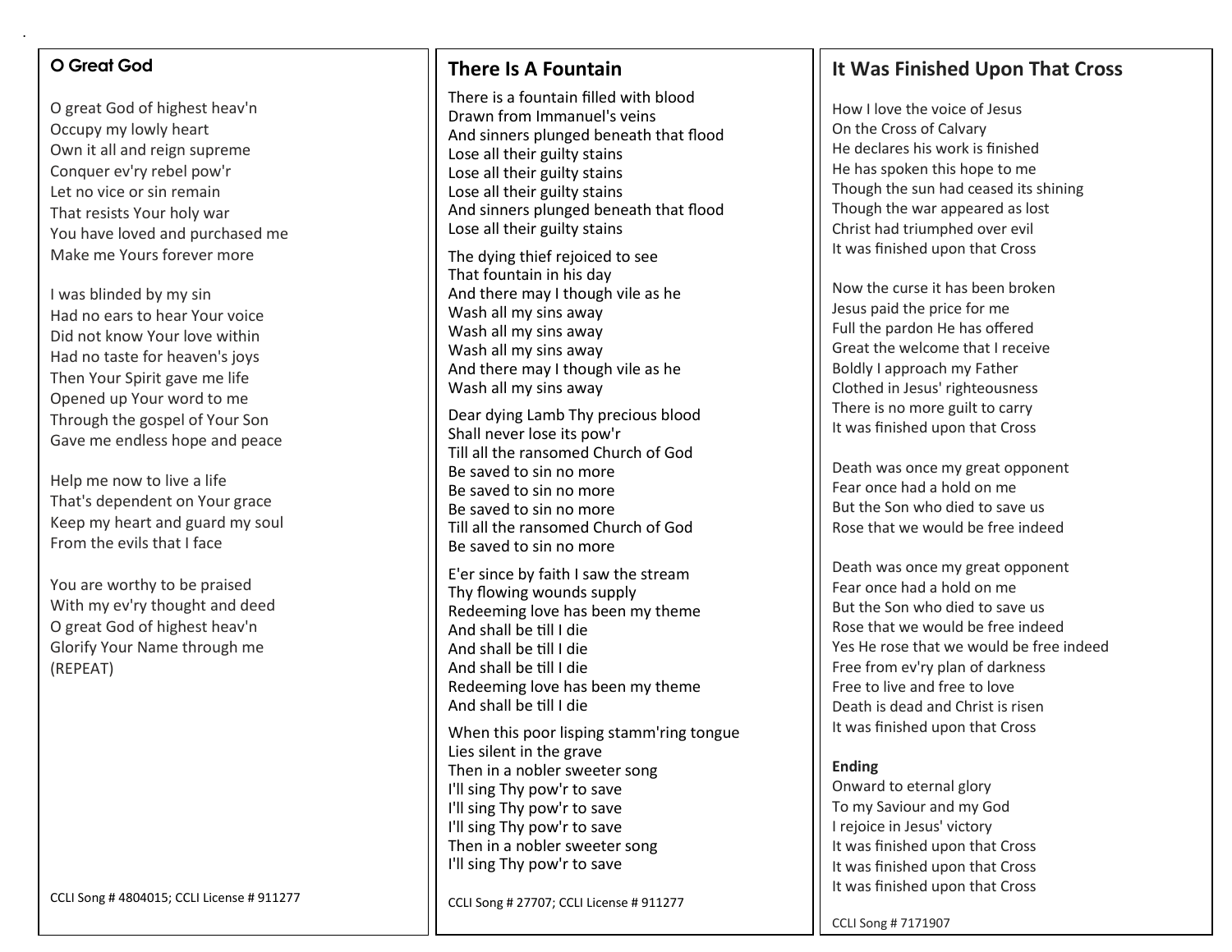## O Great God

O great God of highest heav'n
Occupy my lowly heart
Own it all and reign supreme
Conquer ev'ry rebel pow'r
Let no vice or sin remain
That resists Your holy war
You have loved and purchased me
Make me Yours forever more

I was blinded by my sin
Had no ears to hear Your voice
Did not know Your love within
Had no taste for heaven's joys
Then Your Spirit gave me life
Opened up Your word to me
Through the gospel of Your Son
Gave me endless hope and peace

Help me now to live a life
That's dependent on Your grace
Keep my heart and guard my soul
From the evils that I face

You are worthy to be praised
With my ev'ry thought and deed
O great God of highest heav'n
Glorify Your Name through me
(REPEAT)

CCLI Song # 4804015; CCLI License # 911277

## There Is A Fountain

There is a fountain filled with blood
Drawn from Immanuel's veins
And sinners plunged beneath that flood
Lose all their guilty stains
Lose all their guilty stains
Lose all their guilty stains
And sinners plunged beneath that flood
Lose all their guilty stains

The dying thief rejoiced to see
That fountain in his day
And there may I though vile as he
Wash all my sins away
Wash all my sins away
Wash all my sins away
And there may I though vile as he
Wash all my sins away

Dear dying Lamb Thy precious blood
Shall never lose its pow'r
Till all the ransomed Church of God
Be saved to sin no more
Be saved to sin no more
Be saved to sin no more
Till all the ransomed Church of God
Be saved to sin no more

E'er since by faith I saw the stream
Thy flowing wounds supply
Redeeming love has been my theme
And shall be till I die
And shall be till I die
And shall be till I die
Redeeming love has been my theme
And shall be till I die

When this poor lisping stamm'ring tongue
Lies silent in the grave
Then in a nobler sweeter song
I'll sing Thy pow'r to save
I'll sing Thy pow'r to save
I'll sing Thy pow'r to save
Then in a nobler sweeter song
I'll sing Thy pow'r to save

CCLI Song # 27707; CCLI License # 911277

## It Was Finished Upon That Cross

How I love the voice of Jesus
On the Cross of Calvary
He declares his work is finished
He has spoken this hope to me
Though the sun had ceased its shining
Though the war appeared as lost
Christ had triumphed over evil
It was finished upon that Cross

Now the curse it has been broken
Jesus paid the price for me
Full the pardon He has offered
Great the welcome that I receive
Boldly I approach my Father
Clothed in Jesus' righteousness
There is no more guilt to carry
It was finished upon that Cross

Death was once my great opponent
Fear once had a hold on me
But the Son who died to save us
Rose that we would be free indeed

Death was once my great opponent
Fear once had a hold on me
But the Son who died to save us
Rose that we would be free indeed
Yes He rose that we would be free indeed
Free from ev'ry plan of darkness
Free to live and free to love
Death is dead and Christ is risen
It was finished upon that Cross

**Ending**
Onward to eternal glory
To my Saviour and my God
I rejoice in Jesus' victory
It was finished upon that Cross
It was finished upon that Cross
It was finished upon that Cross

CCLI Song # 7171907